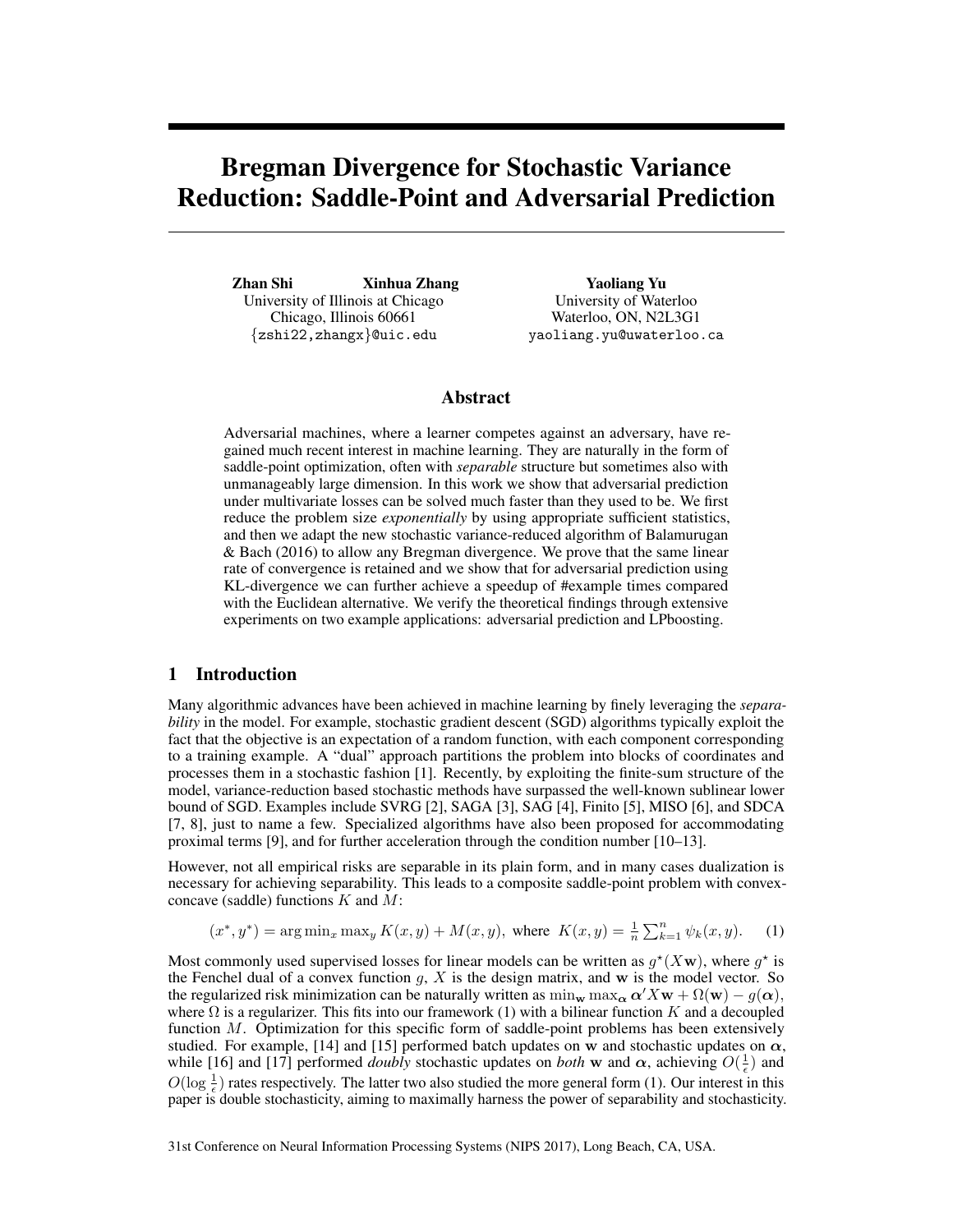# Bregman Divergence for Stochastic Variance Reduction: Saddle-Point and Adversarial Prediction

**Zhan Shi** **Xinhua Zhang**
University of Illinois at Chicago
Chicago, Illinois 60661
{zshi22,zhangx}@uic.edu

**Yaoliang Yu**
University of Waterloo
Waterloo, ON, N2L3G1
yaoliang.yu@uwaterloo.ca

## Abstract

Adversarial machines, where a learner competes against an adversary, have regained much recent interest in machine learning. They are naturally in the form of saddle-point optimization, often with *separable* structure but sometimes also with unmanageably large dimension. In this work we show that adversarial prediction under multivariate losses can be solved much faster than they used to be. We first reduce the problem size *exponentially* by using appropriate sufficient statistics, and then we adapt the new stochastic variance-reduced algorithm of Balamurugan & Bach (2016) to allow any Bregman divergence. We prove that the same linear rate of convergence is retained and we show that for adversarial prediction using KL-divergence we can further achieve a speedup of #example times compared with the Euclidean alternative. We verify the theoretical findings through extensive experiments on two example applications: adversarial prediction and LPboosting.

## 1 Introduction

Many algorithmic advances have been achieved in machine learning by finely leveraging the *separability* in the model. For example, stochastic gradient descent (SGD) algorithms typically exploit the fact that the objective is an expectation of a random function, with each component corresponding to a training example. A "dual" approach partitions the problem into blocks of coordinates and processes them in a stochastic fashion [1]. Recently, by exploiting the finite-sum structure of the model, variance-reduction based stochastic methods have surpassed the well-known sublinear lower bound of SGD. Examples include SVRG [2], SAGA [3], SAG [4], Finito [5], MISO [6], and SDCA [7, 8], just to name a few. Specialized algorithms have also been proposed for accommodating proximal terms [9], and for further acceleration through the condition number [10–13].

However, not all empirical risks are separable in its plain form, and in many cases dualization is necessary for achieving separability. This leads to a composite saddle-point problem with convex-concave (saddle) functions $K$ and $M$:

$$(x^*, y^*) = \arg\min_x \max_y K(x, y) + M(x, y), \text{ where } K(x, y) = \tfrac{1}{n}\sum_{k=1}^{n} \psi_k(x, y). \qquad (1)$$

Most commonly used supervised losses for linear models can be written as $g^\star(X\mathbf{w})$, where $g^\star$ is the Fenchel dual of a convex function $g$, $X$ is the design matrix, and $\mathbf{w}$ is the model vector. So the regularized risk minimization can be naturally written as $\min_{\mathbf{w}} \max_{\boldsymbol{\alpha}} \boldsymbol{\alpha}' X\mathbf{w} + \Omega(\mathbf{w}) - g(\boldsymbol{\alpha})$, where $\Omega$ is a regularizer. This fits into our framework (1) with a bilinear function $K$ and a decoupled function $M$. Optimization for this specific form of saddle-point problems has been extensively studied. For example, [14] and [15] performed batch updates on $\mathbf{w}$ and stochastic updates on $\boldsymbol{\alpha}$, while [16] and [17] performed *doubly* stochastic updates on *both* $\mathbf{w}$ and $\boldsymbol{\alpha}$, achieving $O(\frac{1}{\epsilon})$ and $O(\log \frac{1}{\epsilon})$ rates respectively. The latter two also studied the more general form (1). Our interest in this paper is double stochasticity, aiming to maximally harness the power of separability and stochasticity.

31st Conference on Neural Information Processing Systems (NIPS 2017), Long Beach, CA, USA.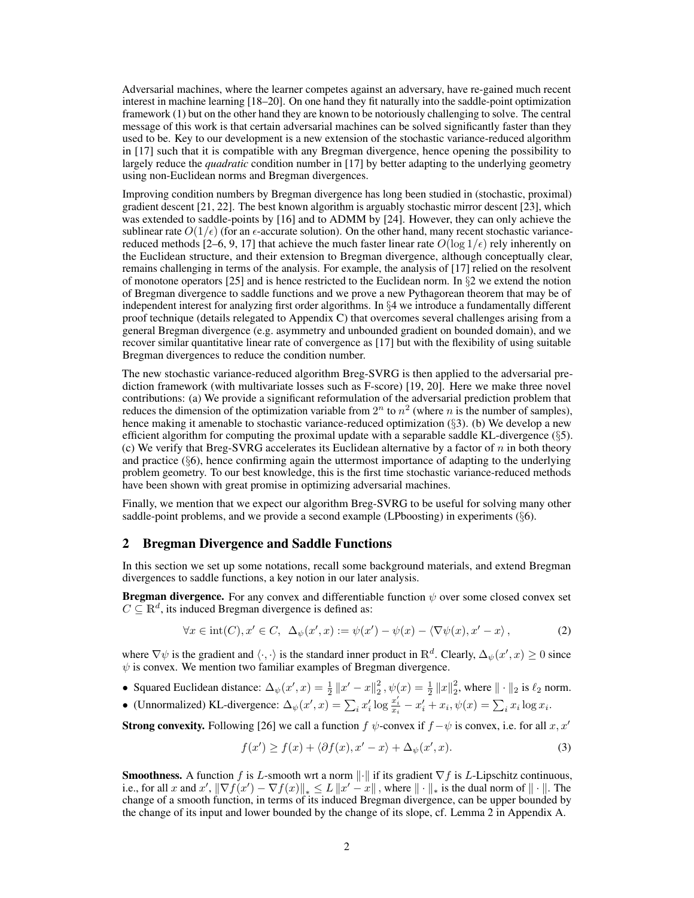Adversarial machines, where the learner competes against an adversary, have re-gained much recent interest in machine learning [18–20]. On one hand they fit naturally into the saddle-point optimization framework (1) but on the other hand they are known to be notoriously challenging to solve. The central message of this work is that certain adversarial machines can be solved significantly faster than they used to be. Key to our development is a new extension of the stochastic variance-reduced algorithm in [17] such that it is compatible with any Bregman divergence, hence opening the possibility to largely reduce the *quadratic* condition number in [17] by better adapting to the underlying geometry using non-Euclidean norms and Bregman divergences.

Improving condition numbers by Bregman divergence has long been studied in (stochastic, proximal) gradient descent [21, 22]. The best known algorithm is arguably stochastic mirror descent [23], which was extended to saddle-points by [16] and to ADMM by [24]. However, they can only achieve the sublinear rate $O(1/\epsilon)$ (for an $\epsilon$-accurate solution). On the other hand, many recent stochastic variance-reduced methods [2–6, 9, 17] that achieve the much faster linear rate $O(\log 1/\epsilon)$ rely inherently on the Euclidean structure, and their extension to Bregman divergence, although conceptually clear, remains challenging in terms of the analysis. For example, the analysis of [17] relied on the resolvent of monotone operators [25] and is hence restricted to the Euclidean norm. In §2 we extend the notion of Bregman divergence to saddle functions and we prove a new Pythagorean theorem that may be of independent interest for analyzing first order algorithms. In §4 we introduce a fundamentally different proof technique (details relegated to Appendix C) that overcomes several challenges arising from a general Bregman divergence (e.g. asymmetry and unbounded gradient on bounded domain), and we recover similar quantitative linear rate of convergence as [17] but with the flexibility of using suitable Bregman divergences to reduce the condition number.

The new stochastic variance-reduced algorithm Breg-SVRG is then applied to the adversarial prediction framework (with multivariate losses such as F-score) [19, 20]. Here we make three novel contributions: (a) We provide a significant reformulation of the adversarial prediction problem that reduces the dimension of the optimization variable from $2^n$ to $n^2$ (where $n$ is the number of samples), hence making it amenable to stochastic variance-reduced optimization (§3). (b) We develop a new efficient algorithm for computing the proximal update with a separable saddle KL-divergence (§5). (c) We verify that Breg-SVRG accelerates its Euclidean alternative by a factor of $n$ in both theory and practice (§6), hence confirming again the uttermost importance of adapting to the underlying problem geometry. To our best knowledge, this is the first time stochastic variance-reduced methods have been shown with great promise in optimizing adversarial machines.

Finally, we mention that we expect our algorithm Breg-SVRG to be useful for solving many other saddle-point problems, and we provide a second example (LPboosting) in experiments (§6).

## 2 Bregman Divergence and Saddle Functions

In this section we set up some notations, recall some background materials, and extend Bregman divergences to saddle functions, a key notion in our later analysis.

**Bregman divergence.** For any convex and differentiable function $\psi$ over some closed convex set $C \subseteq \mathbb{R}^d$, its induced Bregman divergence is defined as:

$$\forall x \in \operatorname{int}(C), x' \in C, \;\; \Delta_\psi(x', x) := \psi(x') - \psi(x) - \langle \nabla\psi(x), x' - x \rangle, \tag{2}$$

where $\nabla\psi$ is the gradient and $\langle \cdot, \cdot \rangle$ is the standard inner product in $\mathbb{R}^d$. Clearly, $\Delta_\psi(x', x) \geq 0$ since $\psi$ is convex. We mention two familiar examples of Bregman divergence.

- Squared Euclidean distance: $\Delta_\psi(x', x) = \frac{1}{2}\|x' - x\|_2^2$, $\psi(x) = \frac{1}{2}\|x\|_2^2$, where $\|\cdot\|_2$ is $\ell_2$ norm.
- (Unnormalized) KL-divergence: $\Delta_\psi(x', x) = \sum_i x'_i \log \frac{x'_i}{x_i} - x'_i + x_i$, $\psi(x) = \sum_i x_i \log x_i$.

**Strong convexity.** Following [26] we call a function $f$ $\psi$-convex if $f - \psi$ is convex, i.e. for all $x, x'$

$$f(x') \geq f(x) + \langle \partial f(x), x' - x \rangle + \Delta_\psi(x', x). \tag{3}$$

**Smoothness.** A function $f$ is $L$-smooth wrt a norm $\|\cdot\|$ if its gradient $\nabla f$ is $L$-Lipschitz continuous, i.e., for all $x$ and $x'$, $\|\nabla f(x') - \nabla f(x)\|_* \leq L\|x' - x\|$, where $\|\cdot\|_*$ is the dual norm of $\|\cdot\|$. The change of a smooth function, in terms of its induced Bregman divergence, can be upper bounded by the change of its input and lower bounded by the change of its slope, cf. Lemma 2 in Appendix A.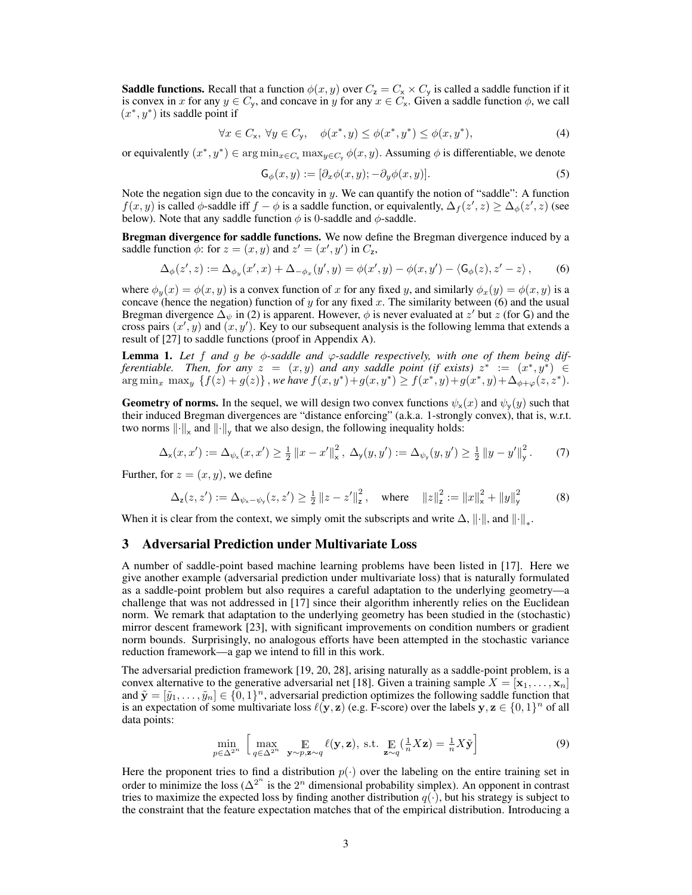**Saddle functions.** Recall that a function $\phi(x, y)$ over $C_\mathsf{z} = C_\mathsf{x} \times C_\mathsf{y}$ is called a saddle function if it is convex in $x$ for any $y \in C_\mathsf{y}$, and concave in $y$ for any $x \in C_\mathsf{x}$. Given a saddle function $\phi$, we call $(x^*, y^*)$ its saddle point if

$$\forall x \in C_\mathsf{x},\ \forall y \in C_\mathsf{y}, \quad \phi(x^*, y) \le \phi(x^*, y^*) \le \phi(x, y^*), \tag{4}$$

or equivalently $(x^*, y^*) \in \arg\min_{x \in C_\mathsf{x}} \max_{y \in C_\mathsf{y}} \phi(x, y)$. Assuming $\phi$ is differentiable, we denote

$$\mathsf{G}_\phi(x, y) := [\partial_x \phi(x, y); -\partial_y \phi(x, y)]. \tag{5}$$

Note the negation sign due to the concavity in $y$. We can quantify the notion of "saddle": A function $f(x, y)$ is called $\phi$-saddle iff $f - \phi$ is a saddle function, or equivalently, $\Delta_f(z', z) \ge \Delta_\phi(z', z)$ (see below). Note that any saddle function $\phi$ is 0-saddle and $\phi$-saddle.

**Bregman divergence for saddle functions.** We now define the Bregman divergence induced by a saddle function $\phi$: for $z = (x, y)$ and $z' = (x', y')$ in $C_\mathsf{z}$,

$$\Delta_\phi(z', z) := \Delta_{\phi_y}(x', x) + \Delta_{-\phi_x}(y', y) = \phi(x', y) - \phi(x, y') - \langle \mathsf{G}_\phi(z), z' - z \rangle, \tag{6}$$

where $\phi_y(x) = \phi(x, y)$ is a convex function of $x$ for any fixed $y$, and similarly $\phi_x(y) = \phi(x, y)$ is a concave (hence the negation) function of $y$ for any fixed $x$. The similarity between (6) and the usual Bregman divergence $\Delta_\psi$ in (2) is apparent. However, $\phi$ is never evaluated at $z'$ but $z$ (for $\mathsf{G}$) and the cross pairs $(x', y)$ and $(x, y')$. Key to our subsequent analysis is the following lemma that extends a result of [27] to saddle functions (proof in Appendix A).

**Lemma 1.** *Let $f$ and $g$ be $\phi$-saddle and $\varphi$-saddle respectively, with one of them being differentiable. Then, for any $z = (x, y)$ and any saddle point (if exists) $z^* := (x^*, y^*) \in \arg\min_x \max_y \{f(z) + g(z)\}$, we have $f(x, y^*) + g(x, y^*) \ge f(x^*, y) + g(x^*, y) + \Delta_{\phi+\varphi}(z, z^*)$.*

**Geometry of norms.** In the sequel, we will design two convex functions $\psi_\mathsf{x}(x)$ and $\psi_\mathsf{y}(y)$ such that their induced Bregman divergences are "distance enforcing" (a.k.a. 1-strongly convex), that is, w.r.t. two norms $\|\cdot\|_\mathsf{x}$ and $\|\cdot\|_\mathsf{y}$ that we also design, the following inequality holds:

$$\Delta_\mathsf{x}(x, x') := \Delta_{\psi_\mathsf{x}}(x, x') \ge \tfrac{1}{2}\|x - x'\|_\mathsf{x}^2,\ \Delta_\mathsf{y}(y, y') := \Delta_{\psi_\mathsf{y}}(y, y') \ge \tfrac{1}{2}\|y - y'\|_\mathsf{y}^2. \tag{7}$$

Further, for $z = (x, y)$, we define

$$\Delta_\mathsf{z}(z, z') := \Delta_{\psi_\mathsf{x} - \psi_\mathsf{y}}(z, z') \ge \tfrac{1}{2}\|z - z'\|_\mathsf{z}^2, \quad \text{where} \quad \|z\|_\mathsf{z}^2 := \|x\|_\mathsf{x}^2 + \|y\|_\mathsf{y}^2 \tag{8}$$

When it is clear from the context, we simply omit the subscripts and write $\Delta$, $\|\cdot\|$, and $\|\cdot\|_*$.

## 3 Adversarial Prediction under Multivariate Loss

A number of saddle-point based machine learning problems have been listed in [17]. Here we give another example (adversarial prediction under multivariate loss) that is naturally formulated as a saddle-point problem but also requires a careful adaptation to the underlying geometry—a challenge that was not addressed in [17] since their algorithm inherently relies on the Euclidean norm. We remark that adaptation to the underlying geometry has been studied in the (stochastic) mirror descent framework [23], with significant improvements on condition numbers or gradient norm bounds. Surprisingly, no analogous efforts have been attempted in the stochastic variance reduction framework—a gap we intend to fill in this work.

The adversarial prediction framework [19, 20, 28], arising naturally as a saddle-point problem, is a convex alternative to the generative adversarial net [18]. Given a training sample $X = [\mathbf{x}_1, \ldots, \mathbf{x}_n]$ and $\tilde{\mathbf{y}} = [\tilde{y}_1, \ldots, \tilde{y}_n] \in \{0, 1\}^n$, adversarial prediction optimizes the following saddle function that is an expectation of some multivariate loss $\ell(\mathbf{y}, \mathbf{z})$ (e.g. F-score) over the labels $\mathbf{y}, \mathbf{z} \in \{0, 1\}^n$ of all data points:

$$\min_{p \in \Delta^{2^n}} \Big[ \max_{q \in \Delta^{2^n}} \mathop{\mathbb{E}}_{\mathbf{y} \sim p, \mathbf{z} \sim q} \ell(\mathbf{y}, \mathbf{z}),\ \text{s.t.}\ \mathop{\mathbb{E}}_{\mathbf{z} \sim q} (\tfrac{1}{n} X \mathbf{z}) = \tfrac{1}{n} X \tilde{\mathbf{y}} \Big] \tag{9}$$

Here the proponent tries to find a distribution $p(\cdot)$ over the labeling on the entire training set in order to minimize the loss ($\Delta^{2^n}$ is the $2^n$ dimensional probability simplex). An opponent in contrast tries to maximize the expected loss by finding another distribution $q(\cdot)$, but his strategy is subject to the constraint that the feature expectation matches that of the empirical distribution. Introducing a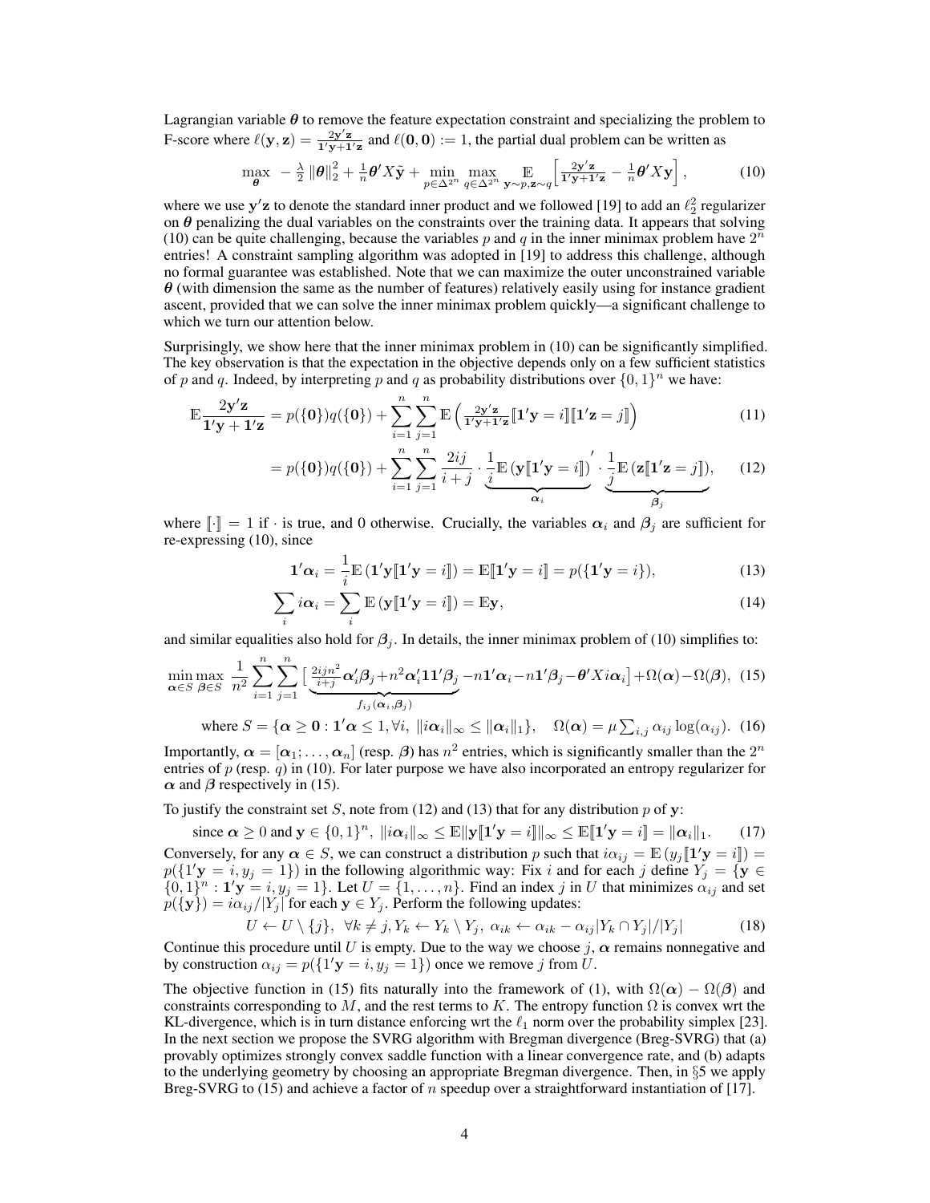Lagrangian variable $\boldsymbol{\theta}$ to remove the feature expectation constraint and specializing the problem to F-score where $\ell(\mathbf{y}, \mathbf{z}) = \frac{2\mathbf{y}'\mathbf{z}}{\mathbf{1}'\mathbf{y}+\mathbf{1}'\mathbf{z}}$ and $\ell(\mathbf{0}, \mathbf{0}) := 1$, the partial dual problem can be written as

$$\max_{\boldsymbol{\theta}} \; -\frac{\lambda}{2} \|\boldsymbol{\theta}\|_2^2 + \frac{1}{n}\boldsymbol{\theta}' X \tilde{\mathbf{y}} + \min_{p \in \Delta^{2^n}} \max_{q \in \Delta^{2^n}} \mathop{\mathbb{E}}_{\mathbf{y}\sim p, \mathbf{z}\sim q} \Big[ \tfrac{2\mathbf{y}'\mathbf{z}}{\mathbf{1}'\mathbf{y}+\mathbf{1}'\mathbf{z}} - \tfrac{1}{n}\boldsymbol{\theta}' X \mathbf{y} \Big], \tag{10}$$

where we use $\mathbf{y}'\mathbf{z}$ to denote the standard inner product and we followed [19] to add an $\ell_2^2$ regularizer on $\boldsymbol{\theta}$ penalizing the dual variables on the constraints over the training data. It appears that solving (10) can be quite challenging, because the variables $p$ and $q$ in the inner minimax problem have $2^n$ entries! A constraint sampling algorithm was adopted in [19] to address this challenge, although no formal guarantee was established. Note that we can maximize the outer unconstrained variable $\boldsymbol{\theta}$ (with dimension the same as the number of features) relatively easily using for instance gradient ascent, provided that we can solve the inner minimax problem quickly—a significant challenge to which we turn our attention below.

Surprisingly, we show here that the inner minimax problem in (10) can be significantly simplified. The key observation is that the expectation in the objective depends only on a few sufficient statistics of $p$ and $q$. Indeed, by interpreting $p$ and $q$ as probability distributions over $\{0, 1\}^n$ we have:

$$\mathbb{E} \frac{2\mathbf{y}'\mathbf{z}}{\mathbf{1}'\mathbf{y} + \mathbf{1}'\mathbf{z}} = p(\{\mathbf{0}\})q(\{\mathbf{0}\}) + \sum_{i=1}^{n}\sum_{j=1}^{n} \mathbb{E}\left( \tfrac{2\mathbf{y}'\mathbf{z}}{\mathbf{1}'\mathbf{y}+\mathbf{1}'\mathbf{z}} [\![\mathbf{1}'\mathbf{y} = i]\!] [\![\mathbf{1}'\mathbf{z} = j]\!] \right) \tag{11}$$

$$= p(\{\mathbf{0}\})q(\{\mathbf{0}\}) + \sum_{i=1}^{n}\sum_{j=1}^{n} \frac{2ij}{i+j} \cdot \underbrace{\frac{1}{i}\mathbb{E}\left(\mathbf{y}[\![\mathbf{1}'\mathbf{y} = i]\!]\right)'}_{\boldsymbol{\alpha}_i} \cdot \underbrace{\frac{1}{j}\mathbb{E}\left(\mathbf{z}[\![\mathbf{1}'\mathbf{z} = j]\!]\right)}_{\boldsymbol{\beta}_j}, \tag{12}$$

where $[\![\cdot]\!] = 1$ if $\cdot$ is true, and 0 otherwise. Crucially, the variables $\boldsymbol{\alpha}_i$ and $\boldsymbol{\beta}_j$ are sufficient for re-expressing (10), since

$$\mathbf{1}'\boldsymbol{\alpha}_i = \frac{1}{i}\mathbb{E}\left(\mathbf{1}'\mathbf{y}[\![\mathbf{1}'\mathbf{y} = i]\!]\right) = \mathbb{E}[\![\mathbf{1}'\mathbf{y} = i]\!] = p(\{\mathbf{1}'\mathbf{y} = i\}), \tag{13}$$

$$\sum_i i\boldsymbol{\alpha}_i = \sum_i \mathbb{E}\left(\mathbf{y}[\![\mathbf{1}'\mathbf{y} = i]\!]\right) = \mathbb{E}\mathbf{y}, \tag{14}$$

and similar equalities also hold for $\boldsymbol{\beta}_j$. In details, the inner minimax problem of (10) simplifies to:

$$\min_{\boldsymbol{\alpha}\in S} \max_{\boldsymbol{\beta}\in S} \; \frac{1}{n^2}\sum_{i=1}^{n}\sum_{j=1}^{n} \Big[ \underbrace{\tfrac{2ijn^2}{i+j}\boldsymbol{\alpha}_i'\boldsymbol{\beta}_j + n^2\boldsymbol{\alpha}_i'\mathbf{1}\mathbf{1}'\boldsymbol{\beta}_j - n\mathbf{1}'\boldsymbol{\alpha}_i - n\mathbf{1}'\boldsymbol{\beta}_j - \boldsymbol{\theta}'Xi\boldsymbol{\alpha}_i}_{f_{ij}(\boldsymbol{\alpha}_i, \boldsymbol{\beta}_j)} \Big] + \Omega(\boldsymbol{\alpha}) - \Omega(\boldsymbol{\beta}), \tag{15}$$

$$\text{where } S = \{\boldsymbol{\alpha} \geq \mathbf{0} : \mathbf{1}'\boldsymbol{\alpha} \leq 1, \forall i,\; \|i\boldsymbol{\alpha}_i\|_\infty \leq \|\boldsymbol{\alpha}_i\|_1\}, \quad \Omega(\boldsymbol{\alpha}) = \mu \textstyle\sum_{i,j} \alpha_{ij}\log(\alpha_{ij}). \tag{16}$$

Importantly, $\boldsymbol{\alpha} = [\boldsymbol{\alpha}_1; \ldots, \boldsymbol{\alpha}_n]$ (resp. $\boldsymbol{\beta}$) has $n^2$ entries, which is significantly smaller than the $2^n$ entries of $p$ (resp. $q$) in (10). For later purpose we have also incorporated an entropy regularizer for $\boldsymbol{\alpha}$ and $\boldsymbol{\beta}$ respectively in (15).

To justify the constraint set $S$, note from (12) and (13) that for any distribution $p$ of $\mathbf{y}$:

$$\text{since } \boldsymbol{\alpha} \geq 0 \text{ and } \mathbf{y} \in \{0, 1\}^n,\; \|i\boldsymbol{\alpha}_i\|_\infty \leq \mathbb{E}\|\mathbf{y}[\![\mathbf{1}'\mathbf{y} = i]\!]\|_\infty \leq \mathbb{E}[\![\mathbf{1}'\mathbf{y} = i]\!] = \|\boldsymbol{\alpha}_i\|_1. \tag{17}$$

Conversely, for any $\boldsymbol{\alpha} \in S$, we can construct a distribution $p$ such that $i\alpha_{ij} = \mathbb{E}\left(y_j[\![\mathbf{1}'\mathbf{y} = i]\!]\right) = p(\{\mathbf{1}'\mathbf{y} = i, y_j = 1\})$ in the following algorithmic way: Fix $i$ and for each $j$ define $Y_j = \{\mathbf{y} \in \{0, 1\}^n : \mathbf{1}'\mathbf{y} = i, y_j = 1\}$. Let $U = \{1, \ldots, n\}$. Find an index $j$ in $U$ that minimizes $\alpha_{ij}$ and set $p(\{\mathbf{y}\}) = i\alpha_{ij}/|Y_j|$ for each $\mathbf{y} \in Y_j$. Perform the following updates:

$$U \leftarrow U \setminus \{j\}, \;\; \forall k \neq j, Y_k \leftarrow Y_k \setminus Y_j,\; \alpha_{ik} \leftarrow \alpha_{ik} - \alpha_{ij}|Y_k \cap Y_j|/|Y_j| \tag{18}$$

Continue this procedure until $U$ is empty. Due to the way we choose $j$, $\boldsymbol{\alpha}$ remains nonnegative and by construction $\alpha_{ij} = p(\{\mathbf{1}'\mathbf{y} = i, y_j = 1\})$ once we remove $j$ from $U$.

The objective function in (15) fits naturally into the framework of (1), with $\Omega(\boldsymbol{\alpha}) - \Omega(\boldsymbol{\beta})$ and constraints corresponding to $M$, and the rest terms to $K$. The entropy function $\Omega$ is convex wrt the KL-divergence, which is in turn distance enforcing wrt the $\ell_1$ norm over the probability simplex [23]. In the next section we propose the SVRG algorithm with Bregman divergence (Breg-SVRG) that (a) provably optimizes strongly convex saddle function with a linear convergence rate, and (b) adapts to the underlying geometry by choosing an appropriate Bregman divergence. Then, in §5 we apply Breg-SVRG to (15) and achieve a factor of $n$ speedup over a straightforward instantiation of [17].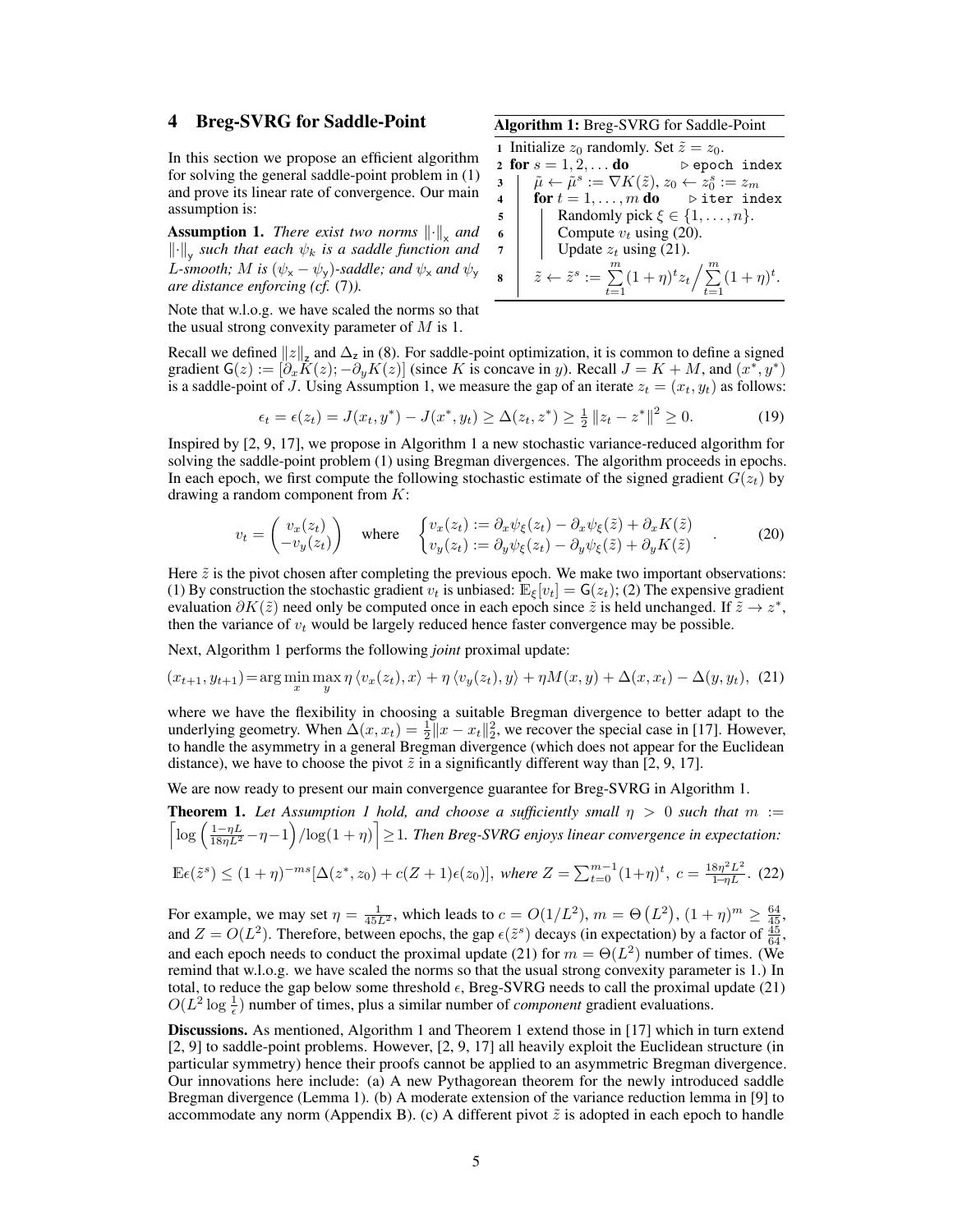## 4 Breg-SVRG for Saddle-Point

In this section we propose an efficient algorithm for solving the general saddle-point problem in (1) and prove its linear rate of convergence. Our main assumption is:

**Assumption 1.** *There exist two norms $\|\cdot\|_{\mathsf{x}}$ and $\|\cdot\|_{\mathsf{y}}$ such that each $\psi_k$ is a saddle function and $L$-smooth; $M$ is $(\psi_{\mathsf{x}} - \psi_{\mathsf{y}})$-saddle; and $\psi_{\mathsf{x}}$ and $\psi_{\mathsf{y}}$ are distance enforcing (cf.* (7)*).*

Note that w.l.o.g. we have scaled the norms so that the usual strong convexity parameter of $M$ is 1.

**Algorithm 1:** Breg-SVRG for Saddle-Point

```
1  Initialize z_0 randomly. Set z̃ = z_0.
2  for s = 1, 2, ... do                              ▷ epoch index
3  |   μ̃ ← μ̃^s := ∇K(z̃), z_0 ← z_0^s := z_m
4  |   for t = 1, ..., m do                          ▷ iter index
5  |   |   Randomly pick ξ ∈ {1, ..., n}.
6  |   |   Compute v_t using (20).
7  |   |   Update z_t using (21).
8  |   z̃ ← z̃^s := Σ_{t=1}^{m} (1+η)^t z_t / Σ_{t=1}^{m} (1+η)^t.
```

Recall we defined $\|z\|_{\mathsf{z}}$ and $\Delta_{\mathsf{z}}$ in (8). For saddle-point optimization, it is common to define a signed gradient $\mathsf{G}(z) := [\partial_x K(z); -\partial_y K(z)]$ (since $K$ is concave in $y$). Recall $J = K + M$, and $(x^*, y^*)$ is a saddle-point of $J$. Using Assumption 1, we measure the gap of an iterate $z_t = (x_t, y_t)$ as follows:

$$\epsilon_t = \epsilon(z_t) = J(x_t, y^*) - J(x^*, y_t) \geq \Delta(z_t, z^*) \geq \tfrac{1}{2} \|z_t - z^*\|^2 \geq 0. \tag{19}$$

Inspired by [2, 9, 17], we propose in Algorithm 1 a new stochastic variance-reduced algorithm for solving the saddle-point problem (1) using Bregman divergences. The algorithm proceeds in epochs. In each epoch, we first compute the following stochastic estimate of the signed gradient $G(z_t)$ by drawing a random component from $K$:

$$v_t = \begin{pmatrix} v_x(z_t) \\ -v_y(z_t) \end{pmatrix} \quad \text{where} \quad \begin{cases} v_x(z_t) := \partial_x \psi_\xi(z_t) - \partial_x \psi_\xi(\tilde{z}) + \partial_x K(\tilde{z}) \\ v_y(z_t) := \partial_y \psi_\xi(z_t) - \partial_y \psi_\xi(\tilde{z}) + \partial_y K(\tilde{z}) \end{cases}. \tag{20}$$

Here $\tilde{z}$ is the pivot chosen after completing the previous epoch. We make two important observations: (1) By construction the stochastic gradient $v_t$ is unbiased: $\mathbb{E}_\xi[v_t] = \mathsf{G}(z_t)$; (2) The expensive gradient evaluation $\partial K(\tilde{z})$ need only be computed once in each epoch since $\tilde{z}$ is held unchanged. If $\tilde{z} \to z^*$, then the variance of $v_t$ would be largely reduced hence faster convergence may be possible.

Next, Algorithm 1 performs the following *joint* proximal update:

$$(x_{t+1}, y_{t+1}) = \arg\min_x \max_y \eta \langle v_x(z_t), x\rangle + \eta \langle v_y(z_t), y\rangle + \eta M(x, y) + \Delta(x, x_t) - \Delta(y, y_t), \tag{21}$$

where we have the flexibility in choosing a suitable Bregman divergence to better adapt to the underlying geometry. When $\Delta(x, x_t) = \frac{1}{2}\|x - x_t\|_2^2$, we recover the special case in [17]. However, to handle the asymmetry in a general Bregman divergence (which does not appear for the Euclidean distance), we have to choose the pivot $\tilde{z}$ in a significantly different way than [2, 9, 17].

We are now ready to present our main convergence guarantee for Breg-SVRG in Algorithm 1.

**Theorem 1.** *Let Assumption 1 hold, and choose a sufficiently small $\eta > 0$ such that $m := \left\lceil \log\left(\frac{1-\eta L}{18\eta L^2} - \eta - 1\right) / \log(1+\eta) \right\rceil \geq 1$. Then Breg-SVRG enjoys linear convergence in expectation:*

$$\mathbb{E}\epsilon(\tilde{z}^s) \leq (1+\eta)^{-ms} [\Delta(z^*, z_0) + c(Z+1)\epsilon(z_0)], \text{ where } Z = \textstyle\sum_{t=0}^{m-1} (1+\eta)^t, \ c = \frac{18\eta^2 L^2}{1-\eta L}. \tag{22}$$

For example, we may set $\eta = \frac{1}{45L^2}$, which leads to $c = O(1/L^2)$, $m = \Theta\left(L^2\right)$, $(1+\eta)^m \geq \frac{64}{45}$, and $Z = O(L^2)$. Therefore, between epochs, the gap $\epsilon(\tilde{z}^s)$ decays (in expectation) by a factor of $\frac{45}{64}$, and each epoch needs to conduct the proximal update (21) for $m = \Theta(L^2)$ number of times. (We remind that w.l.o.g. we have scaled the norms so that the usual strong convexity parameter is 1.) In total, to reduce the gap below some threshold $\epsilon$, Breg-SVRG needs to call the proximal update (21) $O(L^2 \log \frac{1}{\epsilon})$ number of times, plus a similar number of *component* gradient evaluations.

**Discussions.** As mentioned, Algorithm 1 and Theorem 1 extend those in [17] which in turn extend [2, 9] to saddle-point problems. However, [2, 9, 17] all heavily exploit the Euclidean structure (in particular symmetry) hence their proofs cannot be applied to an asymmetric Bregman divergence. Our innovations here include: (a) A new Pythagorean theorem for the newly introduced saddle Bregman divergence (Lemma 1). (b) A moderate extension of the variance reduction lemma in [9] to accommodate any norm (Appendix B). (c) A different pivot $\tilde{z}$ is adopted in each epoch to handle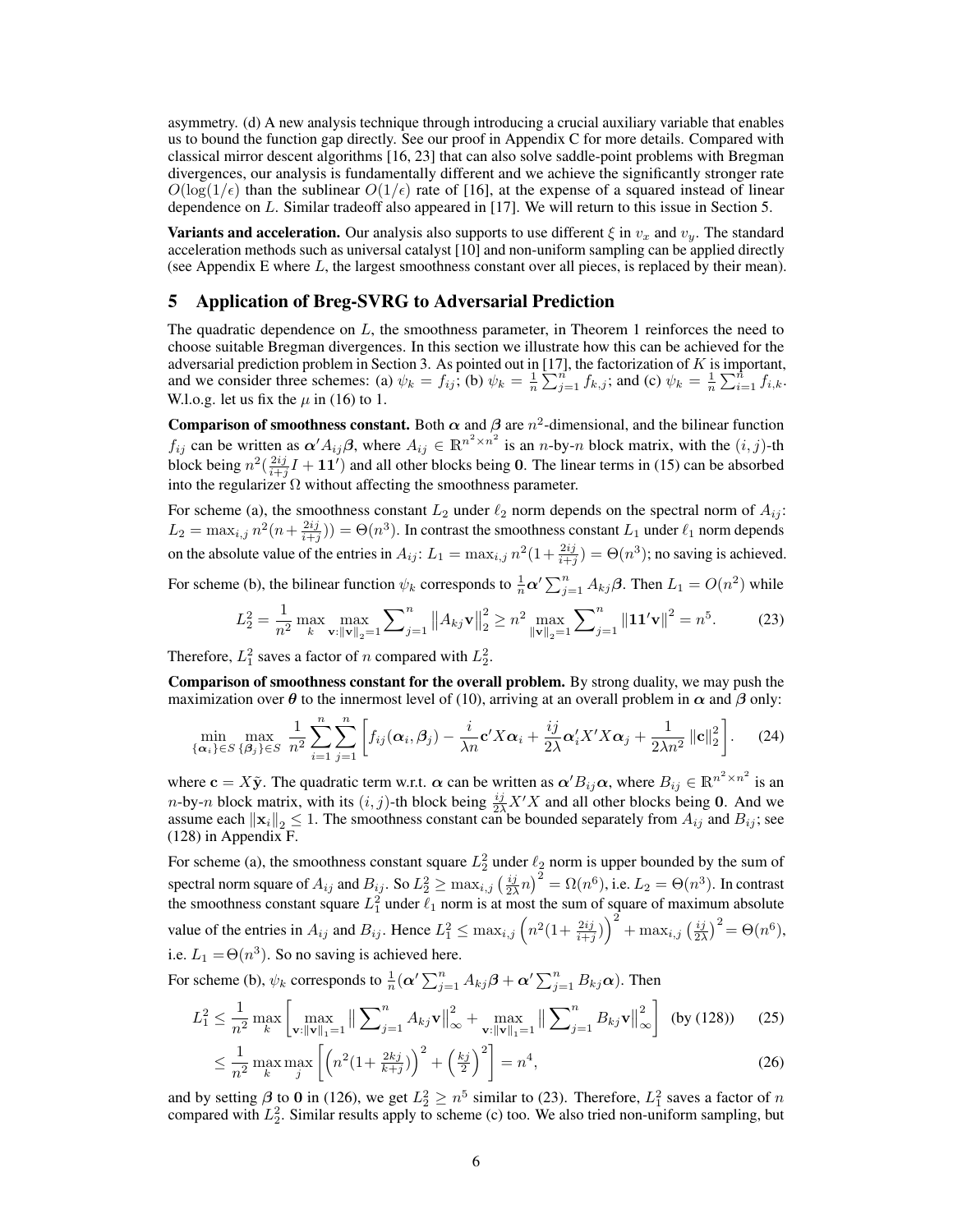asymmetry. (d) A new analysis technique through introducing a crucial auxiliary variable that enables us to bound the function gap directly. See our proof in Appendix C for more details. Compared with classical mirror descent algorithms [16, 23] that can also solve saddle-point problems with Bregman divergences, our analysis is fundamentally different and we achieve the significantly stronger rate $O(\log(1/\epsilon)$ than the sublinear $O(1/\epsilon)$ rate of [16], at the expense of a squared instead of linear dependence on $L$. Similar tradeoff also appeared in [17]. We will return to this issue in Section 5.

**Variants and acceleration.** Our analysis also supports to use different $\xi$ in $v_x$ and $v_y$. The standard acceleration methods such as universal catalyst [10] and non-uniform sampling can be applied directly (see Appendix E where $L$, the largest smoothness constant over all pieces, is replaced by their mean).

## 5 Application of Breg-SVRG to Adversarial Prediction

The quadratic dependence on $L$, the smoothness parameter, in Theorem 1 reinforces the need to choose suitable Bregman divergences. In this section we illustrate how this can be achieved for the adversarial prediction problem in Section 3. As pointed out in [17], the factorization of $K$ is important, and we consider three schemes: (a) $\psi_k = f_{ij}$; (b) $\psi_k = \frac{1}{n}\sum_{j=1}^{n} f_{k,j}$; and (c) $\psi_k = \frac{1}{n}\sum_{i=1}^{n} f_{i,k}$. W.l.o.g. let us fix the $\mu$ in (16) to 1.

**Comparison of smoothness constant.** Both $\boldsymbol{\alpha}$ and $\boldsymbol{\beta}$ are $n^2$-dimensional, and the bilinear function $f_{ij}$ can be written as $\boldsymbol{\alpha}' A_{ij} \boldsymbol{\beta}$, where $A_{ij} \in \mathbb{R}^{n^2 \times n^2}$ is an $n$-by-$n$ block matrix, with the $(i,j)$-th block being $n^2(\frac{2ij}{i+j}I + \mathbf{1}\mathbf{1}')$ and all other blocks being $\mathbf{0}$. The linear terms in (15) can be absorbed into the regularizer $\Omega$ without affecting the smoothness parameter.

For scheme (a), the smoothness constant $L_2$ under $\ell_2$ norm depends on the spectral norm of $A_{ij}$: $L_2 = \max_{i,j} n^2(n + \frac{2ij}{i+j})) = \Theta(n^3)$. In contrast the smoothness constant $L_1$ under $\ell_1$ norm depends on the absolute value of the entries in $A_{ij}$: $L_1 = \max_{i,j} n^2(1 + \frac{2ij}{i+j}) = \Theta(n^3)$; no saving is achieved.

For scheme (b), the bilinear function $\psi_k$ corresponds to $\frac{1}{n}\boldsymbol{\alpha}' \sum_{j=1}^{n} A_{kj} \boldsymbol{\beta}$. Then $L_1 = O(n^2)$ while

$$L_2^2 = \frac{1}{n^2} \max_k \max_{\mathbf{v}:\|\mathbf{v}\|_2 = 1} \sum_{j=1}^{n} \left\| A_{kj} \mathbf{v} \right\|_2^2 \geq n^2 \max_{\|\mathbf{v}\|_2=1} \sum_{j=1}^{n} \left\| \mathbf{1}\mathbf{1}'\mathbf{v} \right\|^2 = n^5. \tag{23}$$

Therefore, $L_1^2$ saves a factor of $n$ compared with $L_2^2$.

**Comparison of smoothness constant for the overall problem.** By strong duality, we may push the maximization over $\boldsymbol{\theta}$ to the innermost level of (10), arriving at an overall problem in $\boldsymbol{\alpha}$ and $\boldsymbol{\beta}$ only:

$$\min_{\{\boldsymbol{\alpha}_i\} \in S} \max_{\{\boldsymbol{\beta}_j\} \in S} \frac{1}{n^2} \sum_{i=1}^{n} \sum_{j=1}^{n} \left[ f_{ij}(\boldsymbol{\alpha}_i, \boldsymbol{\beta}_j) - \frac{i}{\lambda n} \mathbf{c}' X \boldsymbol{\alpha}_i + \frac{ij}{2\lambda} \boldsymbol{\alpha}_i' X' X \boldsymbol{\alpha}_j + \frac{1}{2\lambda n^2} \|\mathbf{c}\|_2^2 \right]. \tag{24}$$

where $\mathbf{c} = X\tilde{\mathbf{y}}$. The quadratic term w.r.t. $\boldsymbol{\alpha}$ can be written as $\boldsymbol{\alpha}' B_{ij} \boldsymbol{\alpha}$, where $B_{ij} \in \mathbb{R}^{n^2 \times n^2}$ is an $n$-by-$n$ block matrix, with its $(i,j)$-th block being $\frac{ij}{2\lambda} X'X$ and all other blocks being $\mathbf{0}$. And we assume each $\|\mathbf{x}_i\|_2 \leq 1$. The smoothness constant can be bounded separately from $A_{ij}$ and $B_{ij}$; see (128) in Appendix F.

For scheme (a), the smoothness constant square $L_2^2$ under $\ell_2$ norm is upper bounded by the sum of spectral norm square of $A_{ij}$ and $B_{ij}$. So $L_2^2 \geq \max_{i,j} \left(\frac{ij}{2\lambda} n\right)^2 = \Omega(n^6)$, i.e. $L_2 = \Theta(n^3)$. In contrast the smoothness constant square $L_1^2$ under $\ell_1$ norm is at most the sum of square of maximum absolute value of the entries in $A_{ij}$ and $B_{ij}$. Hence $L_1^2 \leq \max_{i,j} \left( n^2 (1 + \frac{2ij}{i+j}) \right)^2 + \max_{i,j} \left( \frac{ij}{2\lambda} \right)^2 = \Theta(n^6)$, i.e. $L_1 = \Theta(n^3)$. So no saving is achieved here.

For scheme (b), $\psi_k$ corresponds to $\frac{1}{n}(\boldsymbol{\alpha}' \sum_{j=1}^{n} A_{kj} \boldsymbol{\beta} + \boldsymbol{\alpha}' \sum_{j=1}^{n} B_{kj} \boldsymbol{\alpha})$. Then

$$L_1^2 \leq \frac{1}{n^2} \max_k \left[ \max_{\mathbf{v}:\|\mathbf{v}\|_1 = 1} \left\| \sum_{j=1}^{n} A_{kj} \mathbf{v} \right\|_\infty^2 + \max_{\mathbf{v}:\|\mathbf{v}\|_1 = 1} \left\| \sum_{j=1}^{n} B_{kj} \mathbf{v} \right\|_\infty^2 \right] \quad \text{(by (128))} \tag{25}$$

$$\leq \frac{1}{n^2} \max_k \max_j \left[ \left( n^2 (1 + \tfrac{2kj}{k+j}) \right)^2 + \left( \tfrac{kj}{2} \right)^2 \right] = n^4, \tag{26}$$

and by setting $\boldsymbol{\beta}$ to $\mathbf{0}$ in (126), we get $L_2^2 \geq n^5$ similar to (23). Therefore, $L_1^2$ saves a factor of $n$ compared with $L_2^2$. Similar results apply to scheme (c) too. We also tried non-uniform sampling, but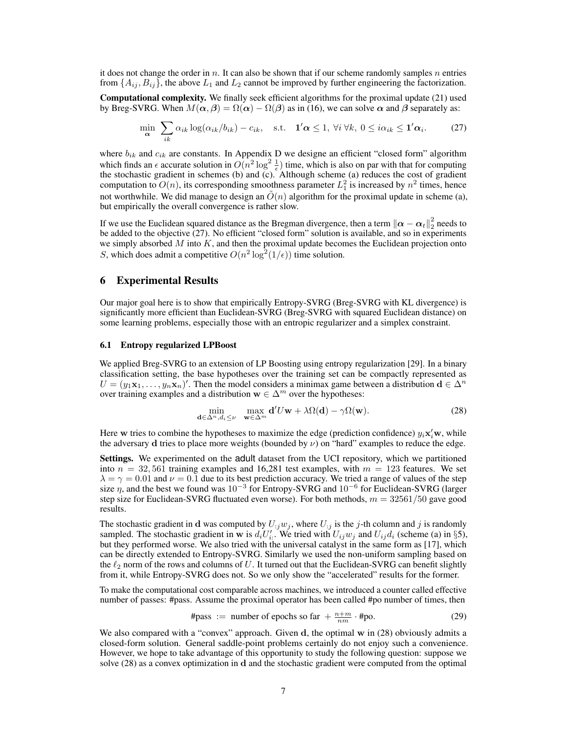it does not change the order in $n$. It can also be shown that if our scheme randomly samples $n$ entries from $\{A_{ij}, B_{ij}\}$, the above $L_1$ and $L_2$ cannot be improved by further engineering the factorization.

**Computational complexity.** We finally seek efficient algorithms for the proximal update (21) used by Breg-SVRG. When $M(\boldsymbol{\alpha}, \boldsymbol{\beta}) = \Omega(\boldsymbol{\alpha}) - \Omega(\boldsymbol{\beta})$ as in (16), we can solve $\boldsymbol{\alpha}$ and $\boldsymbol{\beta}$ separately as:

$$\min_{\boldsymbol{\alpha}} \sum_{ik} \alpha_{ik} \log(\alpha_{ik}/b_{ik}) - c_{ik}, \quad \text{s.t.} \quad \mathbf{1}'\boldsymbol{\alpha} \leq 1, \; \forall i \, \forall k, \; 0 \leq i\alpha_{ik} \leq \mathbf{1}'\boldsymbol{\alpha}_i. \tag{27}$$

where $b_{ik}$ and $c_{ik}$ are constants. In Appendix D we designe an efficient "closed form" algorithm which finds an $\epsilon$ accurate solution in $O(n^2 \log^2 \frac{1}{\epsilon})$ time, which is also on par with that for computing the stochastic gradient in schemes (b) and (c). Although scheme (a) reduces the cost of gradient computation to $O(n)$, its corresponding smoothness parameter $L_1^2$ is increased by $n^2$ times, hence not worthwhile. We did manage to design an $\tilde{O}(n)$ algorithm for the proximal update in scheme (a), but empirically the overall convergence is rather slow.

If we use the Euclidean squared distance as the Bregman divergence, then a term $\|\boldsymbol{\alpha} - \boldsymbol{\alpha}_t\|_2^2$ needs to be added to the objective (27). No efficient "closed form" solution is available, and so in experiments we simply absorbed $M$ into $K$, and then the proximal update becomes the Euclidean projection onto $S$, which does admit a competitive $O(n^2 \log^2(1/\epsilon))$ time solution.

## 6 Experimental Results

Our major goal here is to show that empirically Entropy-SVRG (Breg-SVRG with KL divergence) is significantly more efficient than Euclidean-SVRG (Breg-SVRG with squared Euclidean distance) on some learning problems, especially those with an entropic regularizer and a simplex constraint.

### 6.1 Entropy regularized LPBoost

We applied Breg-SVRG to an extension of LP Boosting using entropy regularization [29]. In a binary classification setting, the base hypotheses over the training set can be compactly represented as $U = (y_1\mathbf{x}_1, \ldots, y_n\mathbf{x}_n)'$. Then the model considers a minimax game between a distribution $\mathbf{d} \in \Delta^n$ over training examples and a distribution $\mathbf{w} \in \Delta^m$ over the hypotheses:

$$\min_{\mathbf{d} \in \Delta^n, d_i \leq \nu} \; \max_{\mathbf{w} \in \Delta^m} \mathbf{d}'U\mathbf{w} + \lambda\Omega(\mathbf{d}) - \gamma\Omega(\mathbf{w}). \tag{28}$$

Here $\mathbf{w}$ tries to combine the hypotheses to maximize the edge (prediction confidence) $y_i\mathbf{x}_i'\mathbf{w}$, while the adversary $\mathbf{d}$ tries to place more weights (bounded by $\nu$) on "hard" examples to reduce the edge.

**Settings.** We experimented on the adult dataset from the UCI repository, which we partitioned into $n = 32,561$ training examples and 16,281 test examples, with $m = 123$ features. We set $\lambda = \gamma = 0.01$ and $\nu = 0.1$ due to its best prediction accuracy. We tried a range of values of the step size $\eta$, and the best we found was $10^{-3}$ for Entropy-SVRG and $10^{-6}$ for Euclidean-SVRG (larger step size for Euclidean-SVRG fluctuated even worse). For both methods, $m = 32561/50$ gave good results.

The stochastic gradient in $\mathbf{d}$ was computed by $U_{:j}w_j$, where $U_{:j}$ is the $j$-th column and $j$ is randomly sampled. The stochastic gradient in $\mathbf{w}$ is $d_iU_{i:}'$. We tried with $U_{ij}w_j$ and $U_{ij}d_i$ (scheme (a) in §5), but they performed worse. We also tried with the universal catalyst in the same form as [17], which can be directly extended to Entropy-SVRG. Similarly we used the non-uniform sampling based on the $\ell_2$ norm of the rows and columns of $U$. It turned out that the Euclidean-SVRG can benefit slightly from it, while Entropy-SVRG does not. So we only show the "accelerated" results for the former.

To make the computational cost comparable across machines, we introduced a counter called effective number of passes: #pass. Assume the proximal operator has been called #po number of times, then

$$\text{\#pass} := \text{ number of epochs so far } + \tfrac{n+m}{nm} \cdot \text{\#po}. \tag{29}$$

We also compared with a "convex" approach. Given $\mathbf{d}$, the optimal $\mathbf{w}$ in (28) obviously admits a closed-form solution. General saddle-point problems certainly do not enjoy such a convenience. However, we hope to take advantage of this opportunity to study the following question: suppose we solve (28) as a convex optimization in $\mathbf{d}$ and the stochastic gradient were computed from the optimal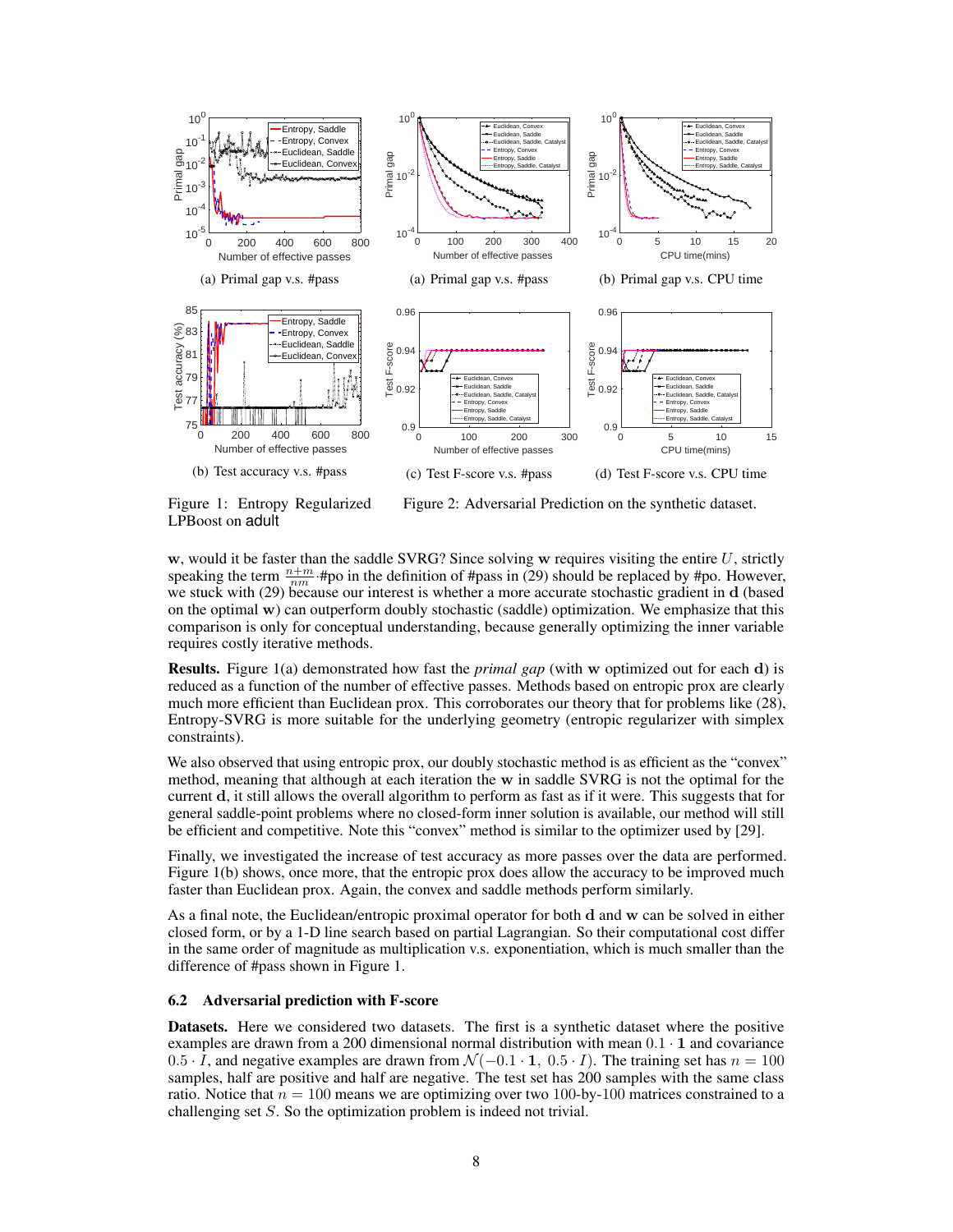(a) Primal gap v.s. #pass

(b) Test accuracy v.s. #pass

Figure 1: Entropy Regularized LPBoost on adult

(a) Primal gap v.s. #pass

(b) Primal gap v.s. CPU time

(c) Test F-score v.s. #pass

(d) Test F-score v.s. CPU time

Figure 2: Adversarial Prediction on the synthetic dataset.

$\mathbf{w}$, would it be faster than the saddle SVRG? Since solving $\mathbf{w}$ requires visiting the entire $U$, strictly speaking the term $\frac{n+m}{nm} \cdot$#po in the definition of #pass in (29) should be replaced by #po. However, we stuck with (29) because our interest is whether a more accurate stochastic gradient in $\mathbf{d}$ (based on the optimal $\mathbf{w}$) can outperform doubly stochastic (saddle) optimization. We emphasize that this comparison is only for conceptual understanding, because generally optimizing the inner variable requires costly iterative methods.

**Results.** Figure 1(a) demonstrated how fast the *primal gap* (with $\mathbf{w}$ optimized out for each $\mathbf{d}$) is reduced as a function of the number of effective passes. Methods based on entropic prox are clearly much more efficient than Euclidean prox. This corroborates our theory that for problems like (28), Entropy-SVRG is more suitable for the underlying geometry (entropic regularizer with simplex constraints).

We also observed that using entropic prox, our doubly stochastic method is as efficient as the "convex" method, meaning that although at each iteration the $\mathbf{w}$ in saddle SVRG is not the optimal for the current $\mathbf{d}$, it still allows the overall algorithm to perform as fast as if it were. This suggests that for general saddle-point problems where no closed-form inner solution is available, our method will still be efficient and competitive. Note this "convex" method is similar to the optimizer used by [29].

Finally, we investigated the increase of test accuracy as more passes over the data are performed. Figure 1(b) shows, once more, that the entropic prox does allow the accuracy to be improved much faster than Euclidean prox. Again, the convex and saddle methods perform similarly.

As a final note, the Euclidean/entropic proximal operator for both $\mathbf{d}$ and $\mathbf{w}$ can be solved in either closed form, or by a 1-D line search based on partial Lagrangian. So their computational cost differ in the same order of magnitude as multiplication v.s. exponentiation, which is much smaller than the difference of #pass shown in Figure 1.

### 6.2 Adversarial prediction with F-score

**Datasets.** Here we considered two datasets. The first is a synthetic dataset where the positive examples are drawn from a 200 dimensional normal distribution with mean $0.1 \cdot \mathbf{1}$ and covariance $0.5 \cdot I$, and negative examples are drawn from $\mathcal{N}(-0.1 \cdot \mathbf{1},\ 0.5 \cdot I)$. The training set has $n = 100$ samples, half are positive and half are negative. The test set has 200 samples with the same class ratio. Notice that $n = 100$ means we are optimizing over two 100-by-100 matrices constrained to a challenging set $S$. So the optimization problem is indeed not trivial.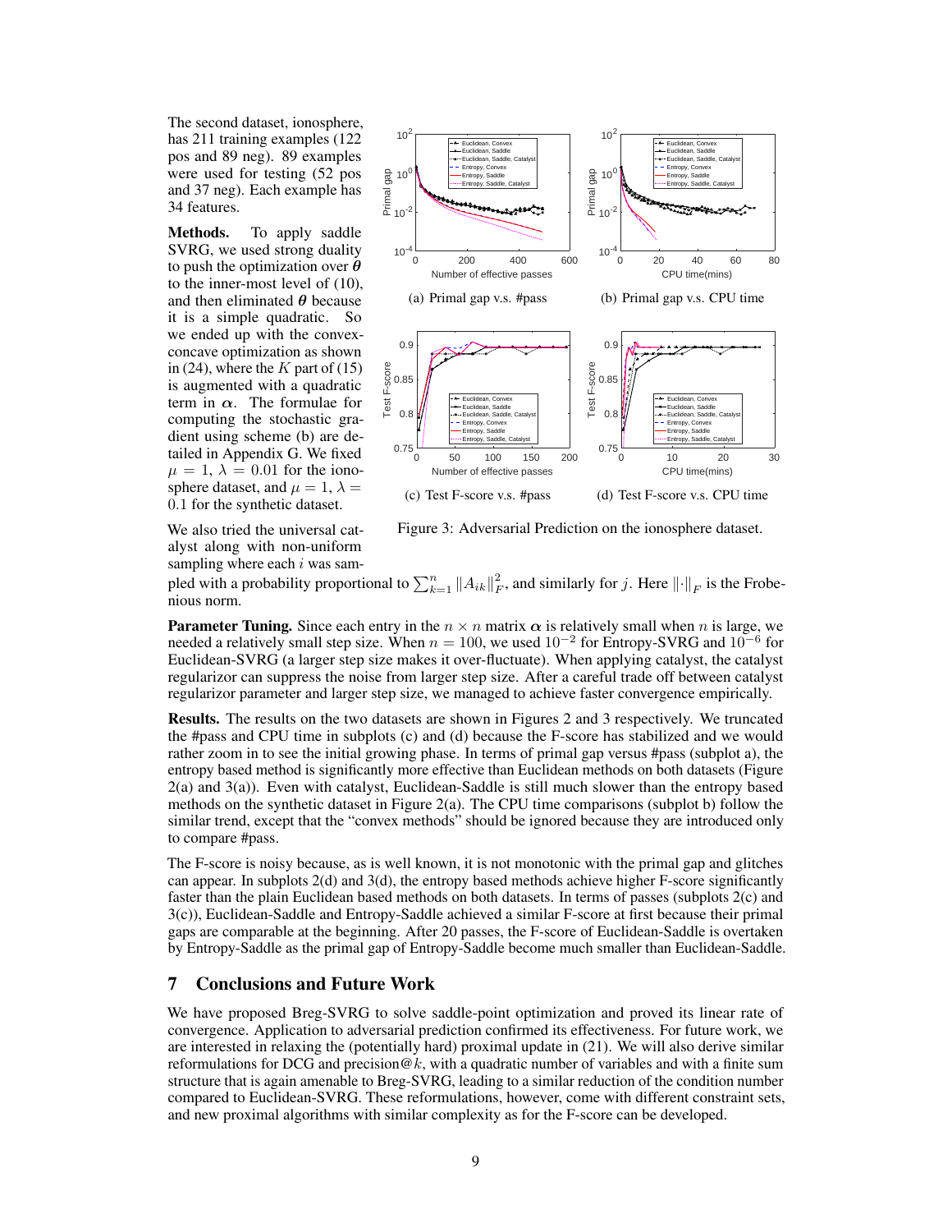The second dataset, ionosphere, has 211 training examples (122 pos and 89 neg). 89 examples were used for testing (52 pos and 37 neg). Each example has 34 features.

**Methods.** To apply saddle SVRG, we used strong duality to push the optimization over $\boldsymbol{\theta}$ to the inner-most level of (10), and then eliminated $\boldsymbol{\theta}$ because it is a simple quadratic. So we ended up with the convex-concave optimization as shown in (24), where the $K$ part of (15) is augmented with a quadratic term in $\boldsymbol{\alpha}$. The formulae for computing the stochastic gradient using scheme (b) are detailed in Appendix G. We fixed $\mu = 1$, $\lambda = 0.01$ for the ionosphere dataset, and $\mu = 1$, $\lambda = 0.1$ for the synthetic dataset.

We also tried the universal catalyst along with non-uniform sampling where each $i$ was sampled with a probability proportional to $\sum_{k=1}^{n} \|A_{ik}\|_F^2$, and similarly for $j$. Here $\|\cdot\|_F$ is the Frobenious norm.

(a) Primal gap v.s. #pass

(b) Primal gap v.s. CPU time

(c) Test F-score v.s. #pass

(d) Test F-score v.s. CPU time

Figure 3: Adversarial Prediction on the ionosphere dataset.

**Parameter Tuning.** Since each entry in the $n \times n$ matrix $\boldsymbol{\alpha}$ is relatively small when $n$ is large, we needed a relatively small step size. When $n = 100$, we used $10^{-2}$ for Entropy-SVRG and $10^{-6}$ for Euclidean-SVRG (a larger step size makes it over-fluctuate). When applying catalyst, the catalyst regularizor can suppress the noise from larger step size. After a careful trade off between catalyst regularizor parameter and larger step size, we managed to achieve faster convergence empirically.

**Results.** The results on the two datasets are shown in Figures 2 and 3 respectively. We truncated the #pass and CPU time in subplots (c) and (d) because the F-score has stabilized and we would rather zoom in to see the initial growing phase. In terms of primal gap versus #pass (subplot a), the entropy based method is significantly more effective than Euclidean methods on both datasets (Figure 2(a) and 3(a)). Even with catalyst, Euclidean-Saddle is still much slower than the entropy based methods on the synthetic dataset in Figure 2(a). The CPU time comparisons (subplot b) follow the similar trend, except that the "convex methods" should be ignored because they are introduced only to compare #pass.

The F-score is noisy because, as is well known, it is not monotonic with the primal gap and glitches can appear. In subplots 2(d) and 3(d), the entropy based methods achieve higher F-score significantly faster than the plain Euclidean based methods on both datasets. In terms of passes (subplots 2(c) and 3(c)), Euclidean-Saddle and Entropy-Saddle achieved a similar F-score at first because their primal gaps are comparable at the beginning. After 20 passes, the F-score of Euclidean-Saddle is overtaken by Entropy-Saddle as the primal gap of Entropy-Saddle become much smaller than Euclidean-Saddle.

## 7 Conclusions and Future Work

We have proposed Breg-SVRG to solve saddle-point optimization and proved its linear rate of convergence. Application to adversarial prediction confirmed its effectiveness. For future work, we are interested in relaxing the (potentially hard) proximal update in (21). We will also derive similar reformulations for DCG and precision@$k$, with a quadratic number of variables and with a finite sum structure that is again amenable to Breg-SVRG, leading to a similar reduction of the condition number compared to Euclidean-SVRG. These reformulations, however, come with different constraint sets, and new proximal algorithms with similar complexity as for the F-score can be developed.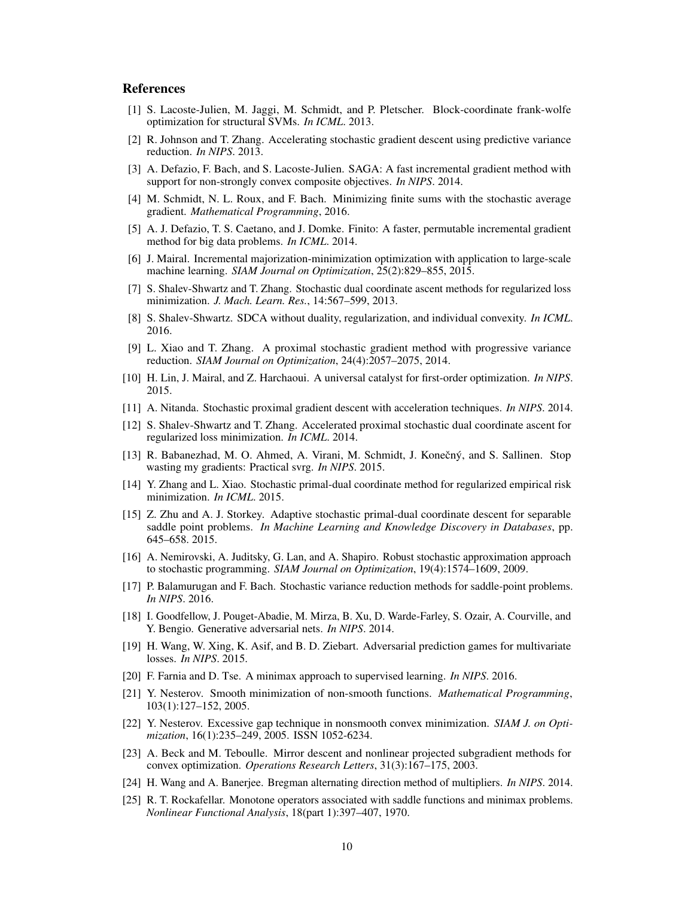## References

[1] S. Lacoste-Julien, M. Jaggi, M. Schmidt, and P. Pletscher. Block-coordinate frank-wolfe optimization for structural SVMs. *In ICML*. 2013.

[2] R. Johnson and T. Zhang. Accelerating stochastic gradient descent using predictive variance reduction. *In NIPS*. 2013.

[3] A. Defazio, F. Bach, and S. Lacoste-Julien. SAGA: A fast incremental gradient method with support for non-strongly convex composite objectives. *In NIPS*. 2014.

[4] M. Schmidt, N. L. Roux, and F. Bach. Minimizing finite sums with the stochastic average gradient. *Mathematical Programming*, 2016.

[5] A. J. Defazio, T. S. Caetano, and J. Domke. Finito: A faster, permutable incremental gradient method for big data problems. *In ICML*. 2014.

[6] J. Mairal. Incremental majorization-minimization optimization with application to large-scale machine learning. *SIAM Journal on Optimization*, 25(2):829–855, 2015.

[7] S. Shalev-Shwartz and T. Zhang. Stochastic dual coordinate ascent methods for regularized loss minimization. *J. Mach. Learn. Res.*, 14:567–599, 2013.

[8] S. Shalev-Shwartz. SDCA without duality, regularization, and individual convexity. *In ICML*. 2016.

[9] L. Xiao and T. Zhang. A proximal stochastic gradient method with progressive variance reduction. *SIAM Journal on Optimization*, 24(4):2057–2075, 2014.

[10] H. Lin, J. Mairal, and Z. Harchaoui. A universal catalyst for first-order optimization. *In NIPS*. 2015.

[11] A. Nitanda. Stochastic proximal gradient descent with acceleration techniques. *In NIPS*. 2014.

[12] S. Shalev-Shwartz and T. Zhang. Accelerated proximal stochastic dual coordinate ascent for regularized loss minimization. *In ICML*. 2014.

[13] R. Babanezhad, M. O. Ahmed, A. Virani, M. Schmidt, J. Konečný, and S. Sallinen. Stop wasting my gradients: Practical svrg. *In NIPS*. 2015.

[14] Y. Zhang and L. Xiao. Stochastic primal-dual coordinate method for regularized empirical risk minimization. *In ICML*. 2015.

[15] Z. Zhu and A. J. Storkey. Adaptive stochastic primal-dual coordinate descent for separable saddle point problems. *In Machine Learning and Knowledge Discovery in Databases*, pp. 645–658. 2015.

[16] A. Nemirovski, A. Juditsky, G. Lan, and A. Shapiro. Robust stochastic approximation approach to stochastic programming. *SIAM Journal on Optimization*, 19(4):1574–1609, 2009.

[17] P. Balamurugan and F. Bach. Stochastic variance reduction methods for saddle-point problems. *In NIPS*. 2016.

[18] I. Goodfellow, J. Pouget-Abadie, M. Mirza, B. Xu, D. Warde-Farley, S. Ozair, A. Courville, and Y. Bengio. Generative adversarial nets. *In NIPS*. 2014.

[19] H. Wang, W. Xing, K. Asif, and B. D. Ziebart. Adversarial prediction games for multivariate losses. *In NIPS*. 2015.

[20] F. Farnia and D. Tse. A minimax approach to supervised learning. *In NIPS*. 2016.

[21] Y. Nesterov. Smooth minimization of non-smooth functions. *Mathematical Programming*, 103(1):127–152, 2005.

[22] Y. Nesterov. Excessive gap technique in nonsmooth convex minimization. *SIAM J. on Optimization*, 16(1):235–249, 2005. ISSN 1052-6234.

[23] A. Beck and M. Teboulle. Mirror descent and nonlinear projected subgradient methods for convex optimization. *Operations Research Letters*, 31(3):167–175, 2003.

[24] H. Wang and A. Banerjee. Bregman alternating direction method of multipliers. *In NIPS*. 2014.

[25] R. T. Rockafellar. Monotone operators associated with saddle functions and minimax problems. *Nonlinear Functional Analysis*, 18(part 1):397–407, 1970.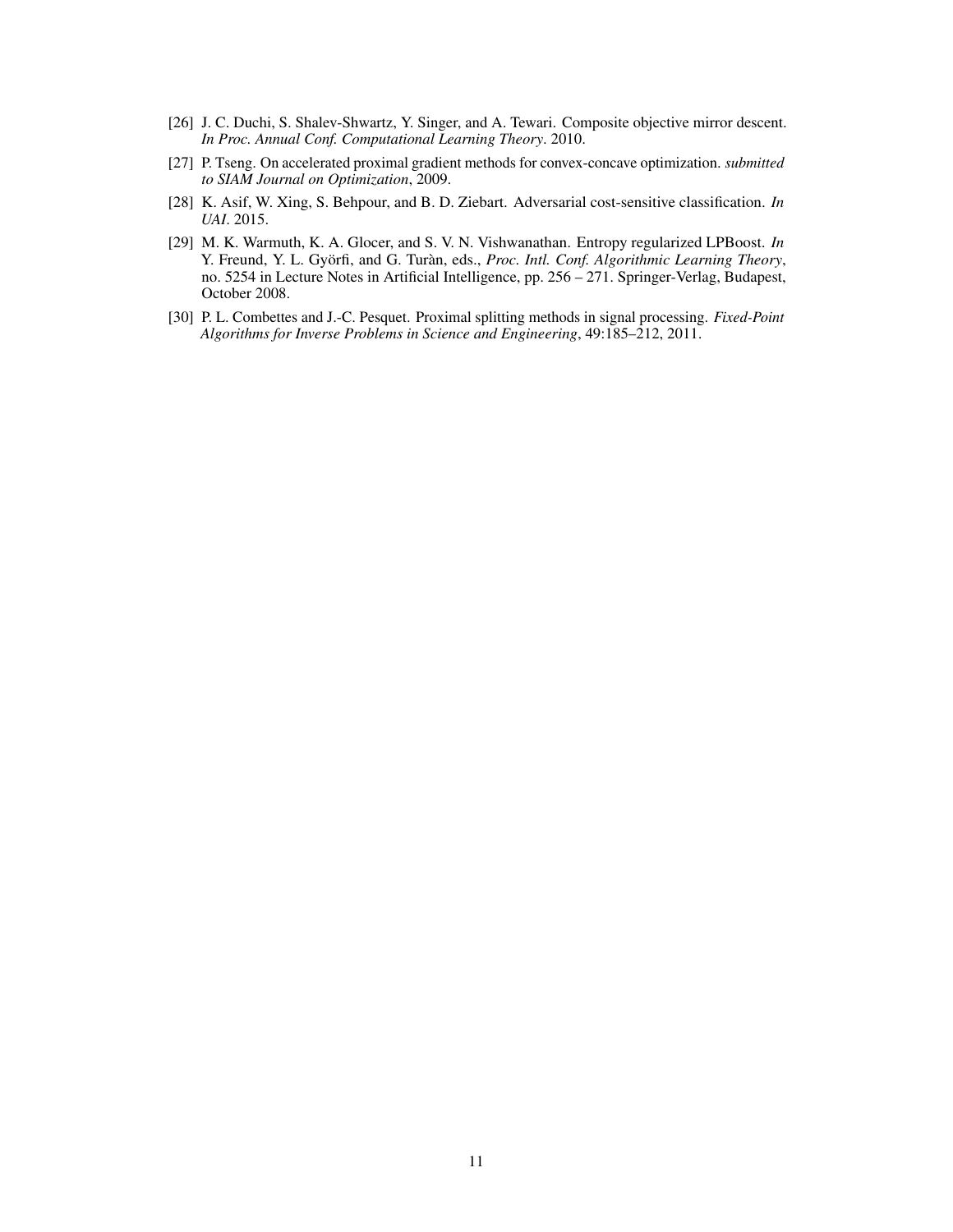[26] J. C. Duchi, S. Shalev-Shwartz, Y. Singer, and A. Tewari. Composite objective mirror descent. *In Proc. Annual Conf. Computational Learning Theory*. 2010.

[27] P. Tseng. On accelerated proximal gradient methods for convex-concave optimization. *submitted to SIAM Journal on Optimization*, 2009.

[28] K. Asif, W. Xing, S. Behpour, and B. D. Ziebart. Adversarial cost-sensitive classification. *In UAI*. 2015.

[29] M. K. Warmuth, K. A. Glocer, and S. V. N. Vishwanathan. Entropy regularized LPBoost. *In* Y. Freund, Y. L. Györfi, and G. Turàn, eds., *Proc. Intl. Conf. Algorithmic Learning Theory*, no. 5254 in Lecture Notes in Artificial Intelligence, pp. 256 – 271. Springer-Verlag, Budapest, October 2008.

[30] P. L. Combettes and J.-C. Pesquet. Proximal splitting methods in signal processing. *Fixed-Point Algorithms for Inverse Problems in Science and Engineering*, 49:185–212, 2011.